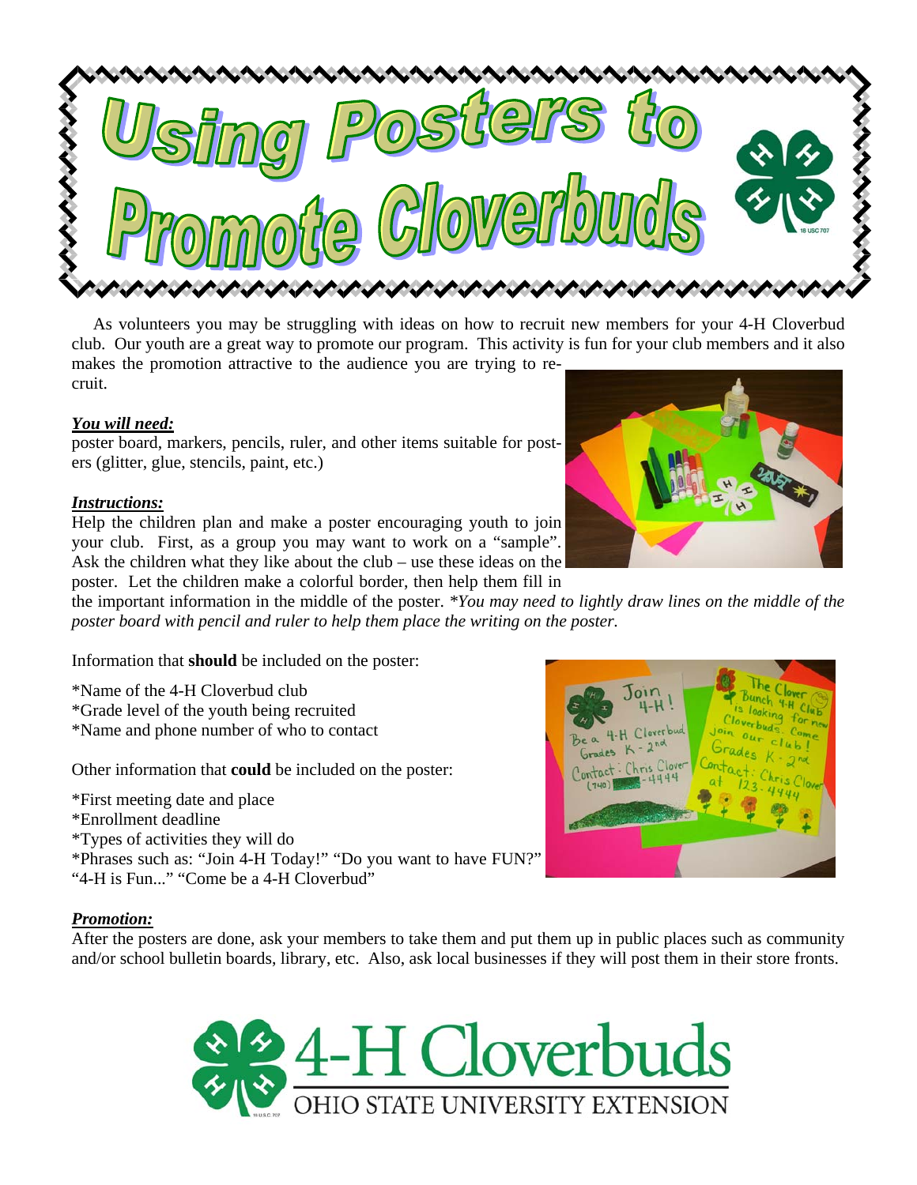# Using Posters to Promote Cloverbuds

As volunteers you may be struggling with ideas on how to recruit new members for your 4-H Cloverbud club. Our youth are a great way to promote our program. This activity is fun for your club members and it also makes the promotion attractive to the audience you are trying to recruit.

***You will need:***

poster board, markers, pencils, ruler, and other items suitable for posters (glitter, glue, stencils, paint, etc.)

***Instructions:***

Help the children plan and make a poster encouraging youth to join your club. First, as a group you may want to work on a "sample". Ask the children what they like about the club – use these ideas on the poster. Let the children make a colorful border, then help them fill in the important information in the middle of the poster. **You may need to lightly draw lines on the middle of the poster board with pencil and ruler to help them place the writing on the poster.*

Information that **should** be included on the poster:

*Name of the 4-H Cloverbud club
*Grade level of the youth being recruited
*Name and phone number of who to contact

Other information that **could** be included on the poster:

*First meeting date and place
*Enrollment deadline
*Types of activities they will do
*Phrases such as: "Join 4-H Today!" "Do you want to have FUN?" "4-H is Fun..." "Come be a 4-H Cloverbud"

***Promotion:***

After the posters are done, ask your members to take them and put them up in public places such as community and/or school bulletin boards, library, etc. Also, ask local businesses if they will post them in their store fronts.

4-H Cloverbuds
OHIO STATE UNIVERSITY EXTENSION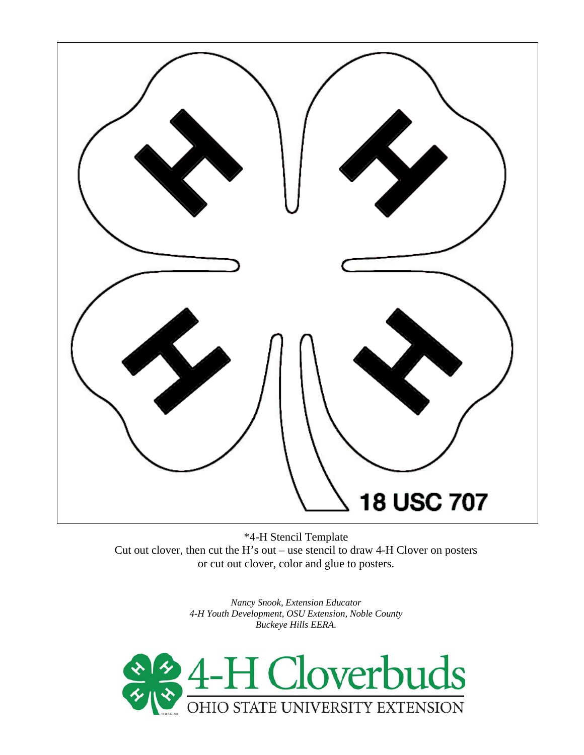18 USC 707

\*4-H Stencil Template
Cut out clover, then cut the H's out – use stencil to draw 4-H Clover on posters or cut out clover, color and glue to posters.

*Nancy Snook, Extension Educator*
*4-H Youth Development, OSU Extension, Noble County*
*Buckeye Hills EERA.*

4-H Cloverbuds
OHIO STATE UNIVERSITY EXTENSION